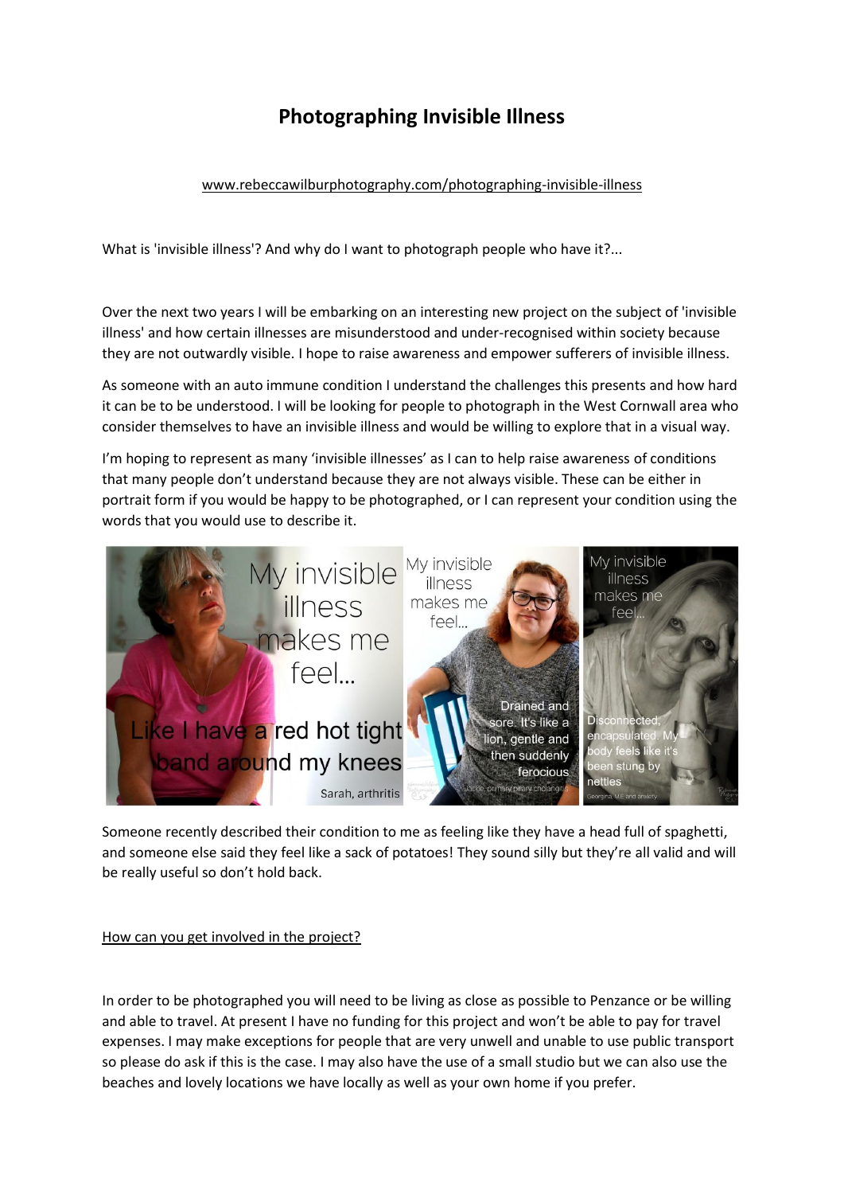# Photographing Invisible Illness

www.rebeccawilburphotography.com/photographing-invisible-illness

What is 'invisible illness'? And why do I want to photograph people who have it?...

Over the next two years I will be embarking on an interesting new project on the subject of 'invisible illness' and how certain illnesses are misunderstood and under-recognised within society because they are not outwardly visible. I hope to raise awareness and empower sufferers of invisible illness.

As someone with an auto immune condition I understand the challenges this presents and how hard it can be to be understood. I will be looking for people to photograph in the West Cornwall area who consider themselves to have an invisible illness and would be willing to explore that in a visual way.

I'm hoping to represent as many 'invisible illnesses' as I can to help raise awareness of conditions that many people don't understand because they are not always visible. These can be either in portrait form if you would be happy to be photographed, or I can represent your condition using the words that you would use to describe it.

Someone recently described their condition to me as feeling like they have a head full of spaghetti, and someone else said they feel like a sack of potatoes! They sound silly but they're all valid and will be really useful so don't hold back.

## How can you get involved in the project?

In order to be photographed you will need to be living as close as possible to Penzance or be willing and able to travel. At present I have no funding for this project and won't be able to pay for travel expenses. I may make exceptions for people that are very unwell and unable to use public transport so please do ask if this is the case. I may also have the use of a small studio but we can also use the beaches and lovely locations we have locally as well as your own home if you prefer.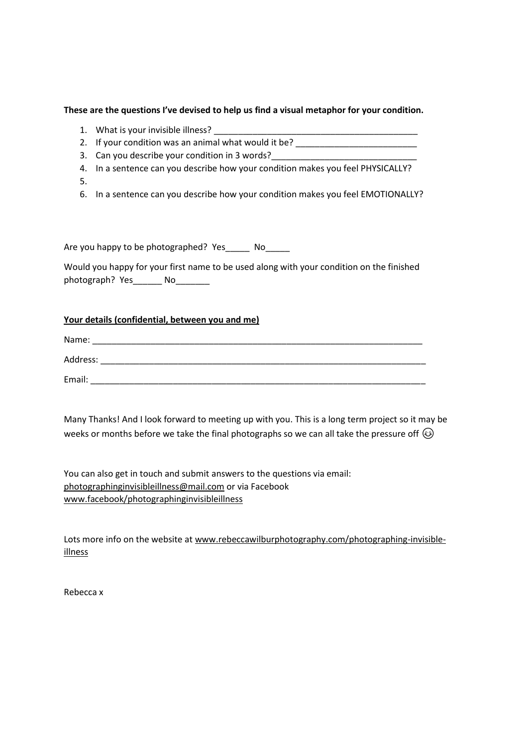**These are the questions I've devised to help us find a visual metaphor for your condition.**

1. What is your invisible illness? ___________________________________________
2. If your condition was an animal what would it be? _________________________
3. Can you describe your condition in 3 words?______________________________
4. In a sentence can you describe how your condition makes you feel PHYSICALLY?
5. 
6. In a sentence can you describe how your condition makes you feel EMOTIONALLY?

Are you happy to be photographed? Yes_____ No_____

Would you happy for your first name to be used along with your condition on the finished photograph? Yes______ No_______

**<u>Your details (confidential, between you and me)</u>**

Name: ________________________________________________________________________

Address: ______________________________________________________________________

Email: ________________________________________________________________________

Many Thanks! And I look forward to meeting up with you. This is a long term project so it may be weeks or months before we take the final photographs so we can all take the pressure off 😉

You can also get in touch and submit answers to the questions via email: photographinginvisibleillness@mail.com or via Facebook www.facebook/photographinginvisibleillness

Lots more info on the website at www.rebeccawilburphotography.com/photographing-invisible-illness

Rebecca x